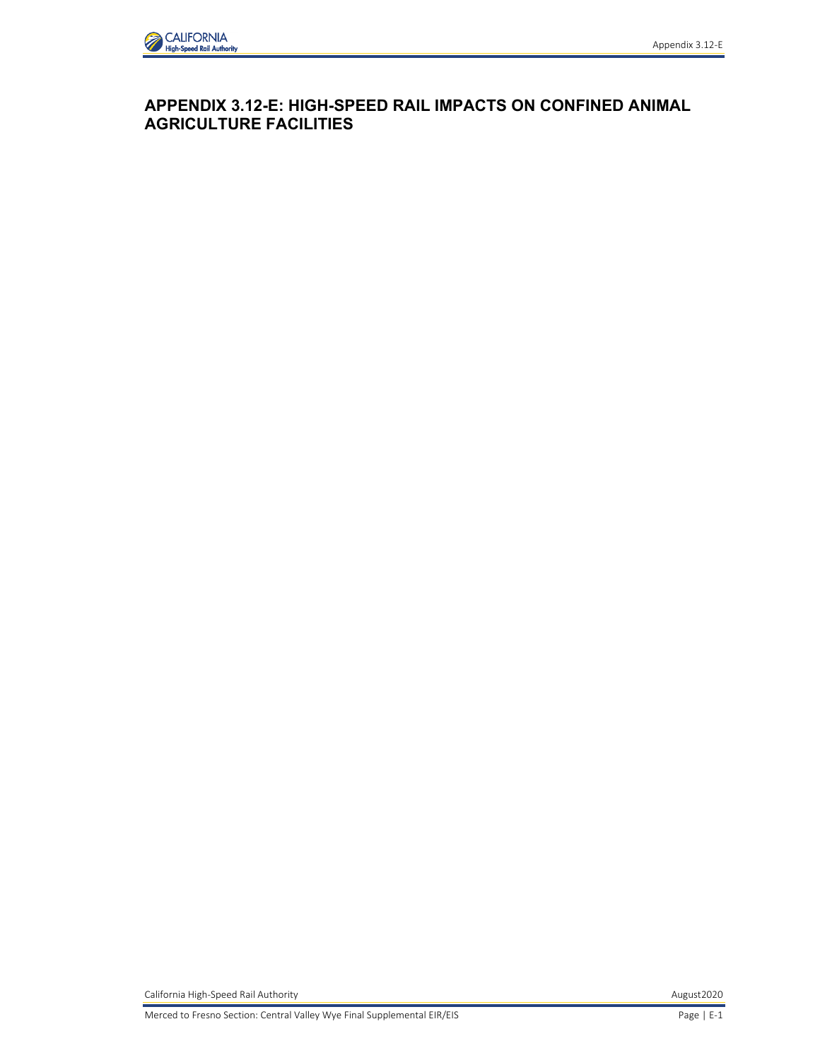# APPENDIX 3.12-E: HIGH-SPEED RAIL IMPACTS ON CONFINED ANIMAL AGRICULTURE FACILITIES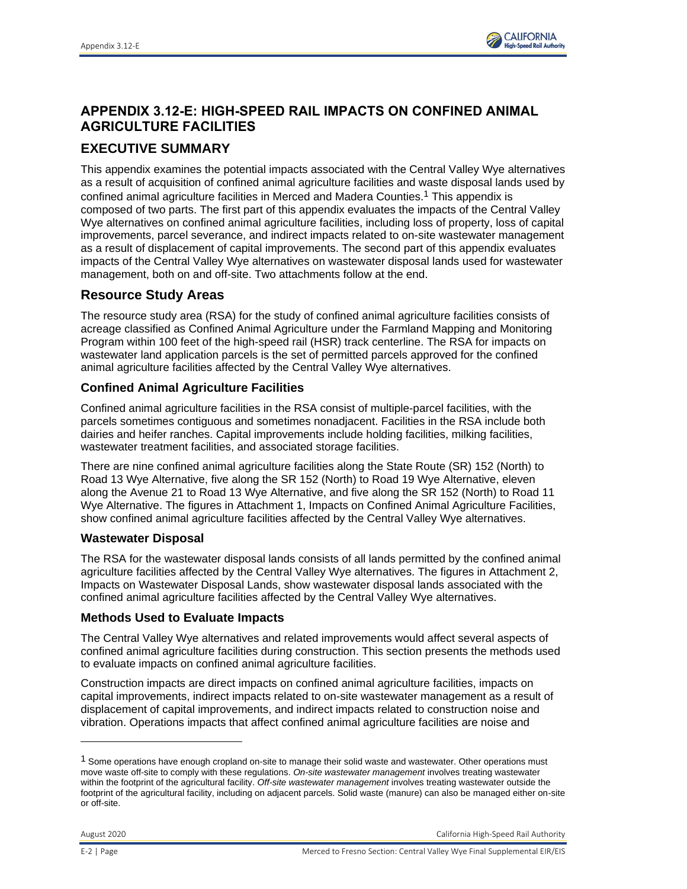# APPENDIX 3.12-E: HIGH-SPEED RAIL IMPACTS ON CONFINED ANIMAL AGRICULTURE FACILITIES

## EXECUTIVE SUMMARY

This appendix examines the potential impacts associated with the Central Valley Wye alternatives as a result of acquisition of confined animal agriculture facilities and waste disposal lands used by confined animal agriculture facilities in Merced and Madera Counties.[1] This appendix is composed of two parts. The first part of this appendix evaluates the impacts of the Central Valley Wye alternatives on confined animal agriculture facilities, including loss of property, loss of capital improvements, parcel severance, and indirect impacts related to on-site wastewater management as a result of displacement of capital improvements. The second part of this appendix evaluates impacts of the Central Valley Wye alternatives on wastewater disposal lands used for wastewater management, both on and off-site. Two attachments follow at the end.

## Resource Study Areas

The resource study area (RSA) for the study of confined animal agriculture facilities consists of acreage classified as Confined Animal Agriculture under the Farmland Mapping and Monitoring Program within 100 feet of the high-speed rail (HSR) track centerline. The RSA for impacts on wastewater land application parcels is the set of permitted parcels approved for the confined animal agriculture facilities affected by the Central Valley Wye alternatives.

### Confined Animal Agriculture Facilities

Confined animal agriculture facilities in the RSA consist of multiple-parcel facilities, with the parcels sometimes contiguous and sometimes nonadjacent. Facilities in the RSA include both dairies and heifer ranches. Capital improvements include holding facilities, milking facilities, wastewater treatment facilities, and associated storage facilities.

There are nine confined animal agriculture facilities along the State Route (SR) 152 (North) to Road 13 Wye Alternative, five along the SR 152 (North) to Road 19 Wye Alternative, eleven along the Avenue 21 to Road 13 Wye Alternative, and five along the SR 152 (North) to Road 11 Wye Alternative. The figures in Attachment 1, Impacts on Confined Animal Agriculture Facilities, show confined animal agriculture facilities affected by the Central Valley Wye alternatives.

### Wastewater Disposal

The RSA for the wastewater disposal lands consists of all lands permitted by the confined animal agriculture facilities affected by the Central Valley Wye alternatives. The figures in Attachment 2, Impacts on Wastewater Disposal Lands, show wastewater disposal lands associated with the confined animal agriculture facilities affected by the Central Valley Wye alternatives.

### Methods Used to Evaluate Impacts

The Central Valley Wye alternatives and related improvements would affect several aspects of confined animal agriculture facilities during construction. This section presents the methods used to evaluate impacts on confined animal agriculture facilities.

Construction impacts are direct impacts on confined animal agriculture facilities, impacts on capital improvements, indirect impacts related to on-site wastewater management as a result of displacement of capital improvements, and indirect impacts related to construction noise and vibration. Operations impacts that affect confined animal agriculture facilities are noise and

---

[1] Some operations have enough cropland on-site to manage their solid waste and wastewater. Other operations must move waste off-site to comply with these regulations. *On-site wastewater management* involves treating wastewater within the footprint of the agricultural facility. *Off-site wastewater management* involves treating wastewater outside the footprint of the agricultural facility, including on adjacent parcels. Solid waste (manure) can also be managed either on-site or off-site.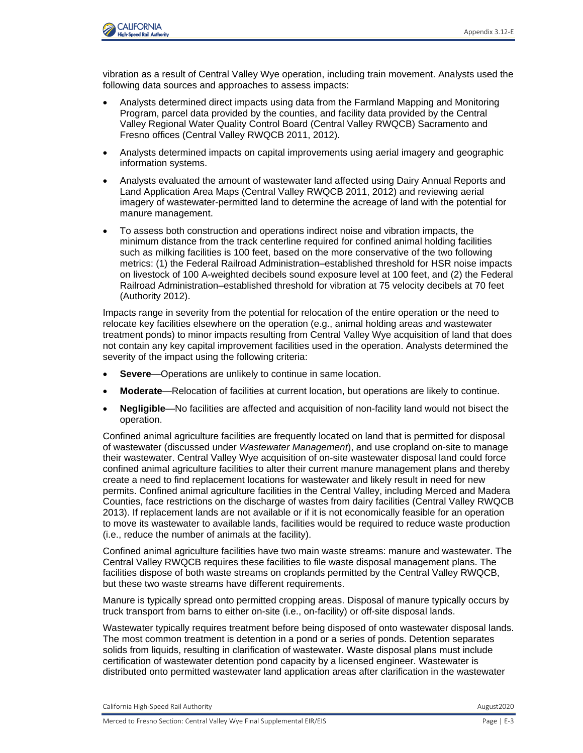vibration as a result of Central Valley Wye operation, including train movement. Analysts used the following data sources and approaches to assess impacts:

- Analysts determined direct impacts using data from the Farmland Mapping and Monitoring Program, parcel data provided by the counties, and facility data provided by the Central Valley Regional Water Quality Control Board (Central Valley RWQCB) Sacramento and Fresno offices (Central Valley RWQCB 2011, 2012).
- Analysts determined impacts on capital improvements using aerial imagery and geographic information systems.
- Analysts evaluated the amount of wastewater land affected using Dairy Annual Reports and Land Application Area Maps (Central Valley RWQCB 2011, 2012) and reviewing aerial imagery of wastewater-permitted land to determine the acreage of land with the potential for manure management.
- To assess both construction and operations indirect noise and vibration impacts, the minimum distance from the track centerline required for confined animal holding facilities such as milking facilities is 100 feet, based on the more conservative of the two following metrics: (1) the Federal Railroad Administration–established threshold for HSR noise impacts on livestock of 100 A-weighted decibels sound exposure level at 100 feet, and (2) the Federal Railroad Administration–established threshold for vibration at 75 velocity decibels at 70 feet (Authority 2012).

Impacts range in severity from the potential for relocation of the entire operation or the need to relocate key facilities elsewhere on the operation (e.g., animal holding areas and wastewater treatment ponds) to minor impacts resulting from Central Valley Wye acquisition of land that does not contain any key capital improvement facilities used in the operation. Analysts determined the severity of the impact using the following criteria:

- **Severe**—Operations are unlikely to continue in same location.
- **Moderate**—Relocation of facilities at current location, but operations are likely to continue.
- **Negligible**—No facilities are affected and acquisition of non-facility land would not bisect the operation.

Confined animal agriculture facilities are frequently located on land that is permitted for disposal of wastewater (discussed under *Wastewater Management*), and use cropland on-site to manage their wastewater. Central Valley Wye acquisition of on-site wastewater disposal land could force confined animal agriculture facilities to alter their current manure management plans and thereby create a need to find replacement locations for wastewater and likely result in need for new permits. Confined animal agriculture facilities in the Central Valley, including Merced and Madera Counties, face restrictions on the discharge of wastes from dairy facilities (Central Valley RWQCB 2013). If replacement lands are not available or if it is not economically feasible for an operation to move its wastewater to available lands, facilities would be required to reduce waste production (i.e., reduce the number of animals at the facility).

Confined animal agriculture facilities have two main waste streams: manure and wastewater. The Central Valley RWQCB requires these facilities to file waste disposal management plans. The facilities dispose of both waste streams on croplands permitted by the Central Valley RWQCB, but these two waste streams have different requirements.

Manure is typically spread onto permitted cropping areas. Disposal of manure typically occurs by truck transport from barns to either on-site (i.e., on-facility) or off-site disposal lands.

Wastewater typically requires treatment before being disposed of onto wastewater disposal lands. The most common treatment is detention in a pond or a series of ponds. Detention separates solids from liquids, resulting in clarification of wastewater. Waste disposal plans must include certification of wastewater detention pond capacity by a licensed engineer. Wastewater is distributed onto permitted wastewater land application areas after clarification in the wastewater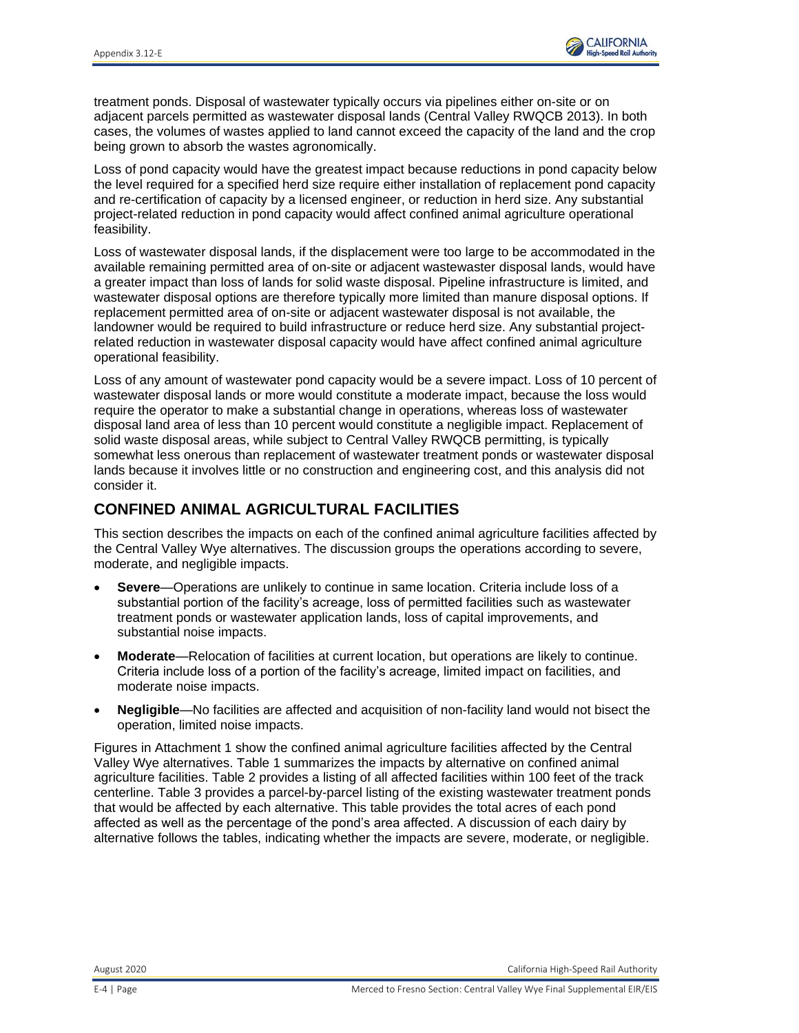treatment ponds. Disposal of wastewater typically occurs via pipelines either on-site or on adjacent parcels permitted as wastewater disposal lands (Central Valley RWQCB 2013). In both cases, the volumes of wastes applied to land cannot exceed the capacity of the land and the crop being grown to absorb the wastes agronomically.

Loss of pond capacity would have the greatest impact because reductions in pond capacity below the level required for a specified herd size require either installation of replacement pond capacity and re-certification of capacity by a licensed engineer, or reduction in herd size. Any substantial project-related reduction in pond capacity would affect confined animal agriculture operational feasibility.

Loss of wastewater disposal lands, if the displacement were too large to be accommodated in the available remaining permitted area of on-site or adjacent wastewaster disposal lands, would have a greater impact than loss of lands for solid waste disposal. Pipeline infrastructure is limited, and wastewater disposal options are therefore typically more limited than manure disposal options. If replacement permitted area of on-site or adjacent wastewater disposal is not available, the landowner would be required to build infrastructure or reduce herd size. Any substantial project-related reduction in wastewater disposal capacity would have affect confined animal agriculture operational feasibility.

Loss of any amount of wastewater pond capacity would be a severe impact. Loss of 10 percent of wastewater disposal lands or more would constitute a moderate impact, because the loss would require the operator to make a substantial change in operations, whereas loss of wastewater disposal land area of less than 10 percent would constitute a negligible impact. Replacement of solid waste disposal areas, while subject to Central Valley RWQCB permitting, is typically somewhat less onerous than replacement of wastewater treatment ponds or wastewater disposal lands because it involves little or no construction and engineering cost, and this analysis did not consider it.

## CONFINED ANIMAL AGRICULTURAL FACILITIES

This section describes the impacts on each of the confined animal agriculture facilities affected by the Central Valley Wye alternatives. The discussion groups the operations according to severe, moderate, and negligible impacts.

- **Severe**—Operations are unlikely to continue in same location. Criteria include loss of a substantial portion of the facility's acreage, loss of permitted facilities such as wastewater treatment ponds or wastewater application lands, loss of capital improvements, and substantial noise impacts.
- **Moderate**—Relocation of facilities at current location, but operations are likely to continue. Criteria include loss of a portion of the facility's acreage, limited impact on facilities, and moderate noise impacts.
- **Negligible**—No facilities are affected and acquisition of non-facility land would not bisect the operation, limited noise impacts.

Figures in Attachment 1 show the confined animal agriculture facilities affected by the Central Valley Wye alternatives. Table 1 summarizes the impacts by alternative on confined animal agriculture facilities. Table 2 provides a listing of all affected facilities within 100 feet of the track centerline. Table 3 provides a parcel-by-parcel listing of the existing wastewater treatment ponds that would be affected by each alternative. This table provides the total acres of each pond affected as well as the percentage of the pond's area affected. A discussion of each dairy by alternative follows the tables, indicating whether the impacts are severe, moderate, or negligible.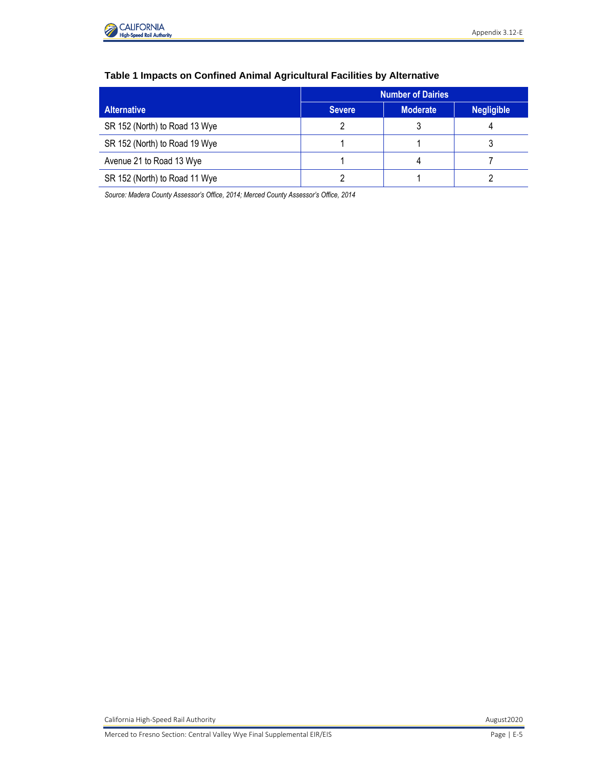**Table 1 Impacts on Confined Animal Agricultural Facilities by Alternative**

| Alternative | Number of Dairies | | |
|---|---|---|---|
| | Severe | Moderate | Negligible |
| SR 152 (North) to Road 13 Wye | 2 | 3 | 4 |
| SR 152 (North) to Road 19 Wye | 1 | 1 | 3 |
| Avenue 21 to Road 13 Wye | 1 | 4 | 7 |
| SR 152 (North) to Road 11 Wye | 2 | 1 | 2 |

*Source: Madera County Assessor's Office, 2014; Merced County Assessor's Office, 2014*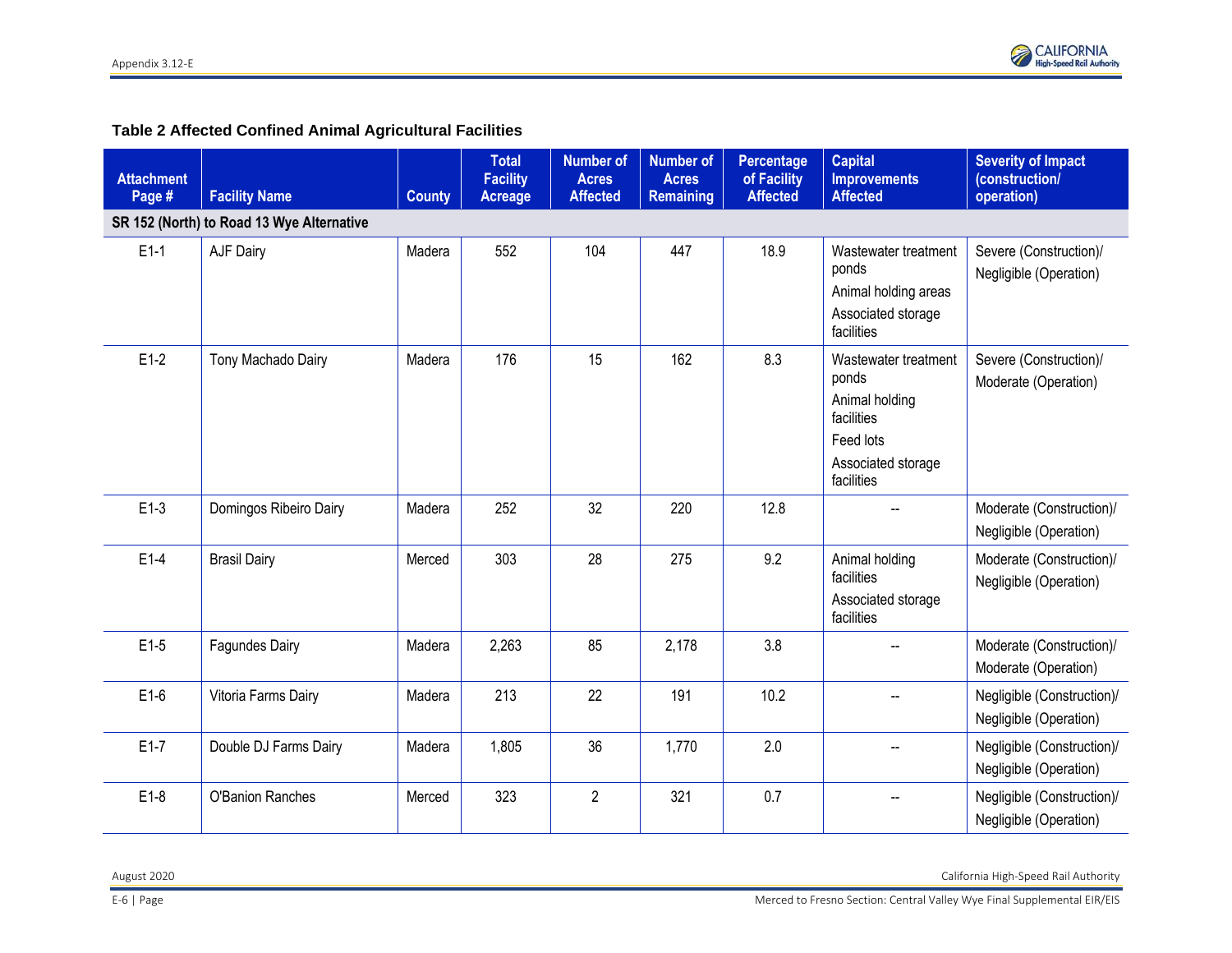**Table 2 Affected Confined Animal Agricultural Facilities**

| Attachment Page # | Facility Name | County | Total Facility Acreage | Number of Acres Affected | Number of Acres Remaining | Percentage of Facility Affected | Capital Improvements Affected | Severity of Impact (construction/ operation) |
|---|---|---|---|---|---|---|---|---|
| **SR 152 (North) to Road 13 Wye Alternative** | | | | | | | | |
| E1-1 | AJF Dairy | Madera | 552 | 104 | 447 | 18.9 | Wastewater treatment ponds<br>Animal holding areas<br>Associated storage facilities | Severe (Construction)/<br>Negligible (Operation) |
| E1-2 | Tony Machado Dairy | Madera | 176 | 15 | 162 | 8.3 | Wastewater treatment ponds<br>Animal holding facilities<br>Feed lots<br>Associated storage facilities | Severe (Construction)/<br>Moderate (Operation) |
| E1-3 | Domingos Ribeiro Dairy | Madera | 252 | 32 | 220 | 12.8 | -- | Moderate (Construction)/<br>Negligible (Operation) |
| E1-4 | Brasil Dairy | Merced | 303 | 28 | 275 | 9.2 | Animal holding facilities<br>Associated storage facilities | Moderate (Construction)/<br>Negligible (Operation) |
| E1-5 | Fagundes Dairy | Madera | 2,263 | 85 | 2,178 | 3.8 | -- | Moderate (Construction)/<br>Moderate (Operation) |
| E1-6 | Vitoria Farms Dairy | Madera | 213 | 22 | 191 | 10.2 | -- | Negligible (Construction)/<br>Negligible (Operation) |
| E1-7 | Double DJ Farms Dairy | Madera | 1,805 | 36 | 1,770 | 2.0 | -- | Negligible (Construction)/<br>Negligible (Operation) |
| E1-8 | O'Banion Ranches | Merced | 323 | 2 | 321 | 0.7 | -- | Negligible (Construction)/<br>Negligible (Operation) |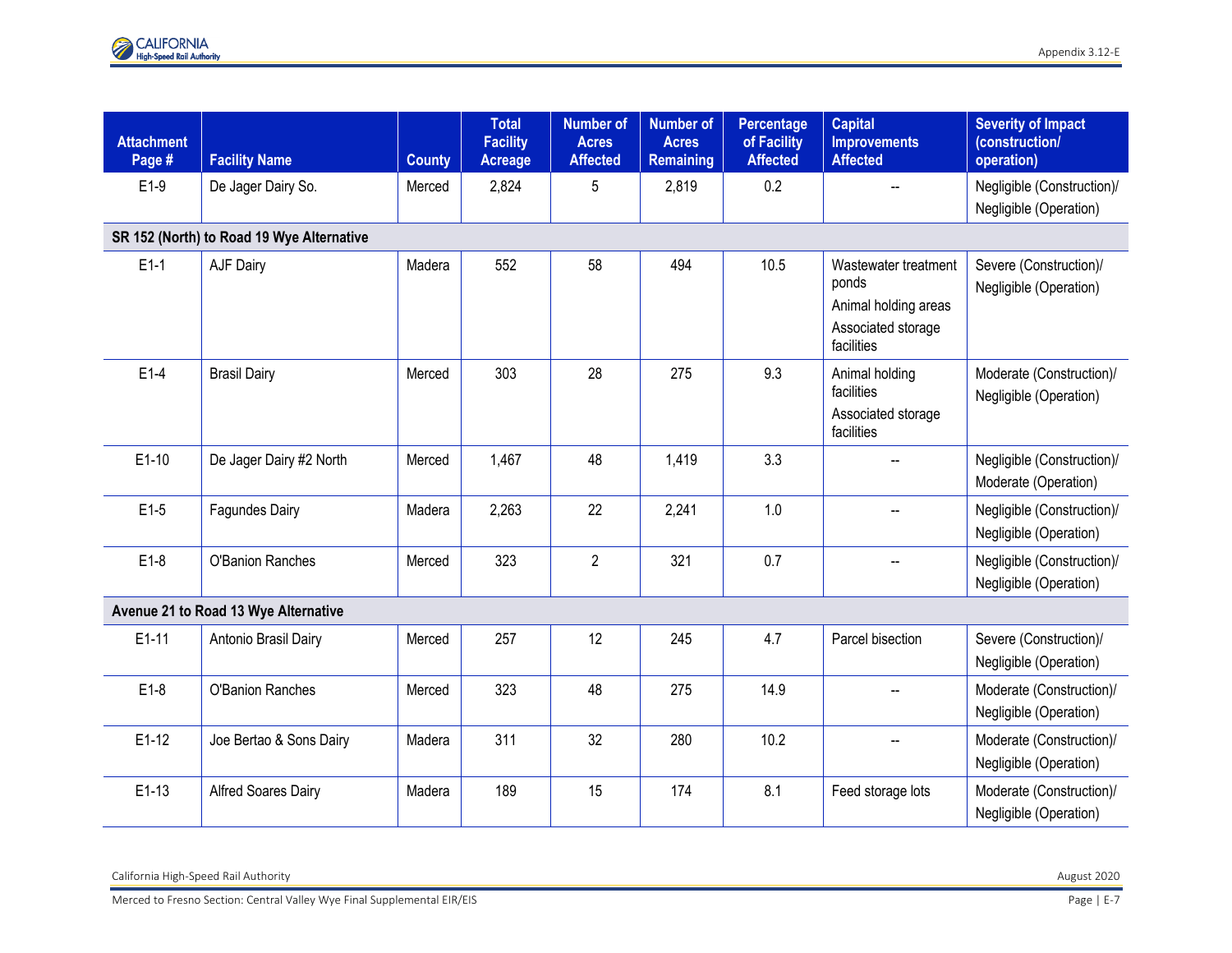| Attachment Page # | Facility Name | County | Total Facility Acreage | Number of Acres Affected | Number of Acres Remaining | Percentage of Facility Affected | Capital Improvements Affected | Severity of Impact (construction/ operation) |
|---|---|---|---|---|---|---|---|---|
| E1-9 | De Jager Dairy So. | Merced | 2,824 | 5 | 2,819 | 0.2 | -- | Negligible (Construction)/ Negligible (Operation) |
| **SR 152 (North) to Road 19 Wye Alternative** | | | | | | | | |
| E1-1 | AJF Dairy | Madera | 552 | 58 | 494 | 10.5 | Wastewater treatment ponds<br>Animal holding areas<br>Associated storage facilities | Severe (Construction)/ Negligible (Operation) |
| E1-4 | Brasil Dairy | Merced | 303 | 28 | 275 | 9.3 | Animal holding facilities<br>Associated storage facilities | Moderate (Construction)/ Negligible (Operation) |
| E1-10 | De Jager Dairy #2 North | Merced | 1,467 | 48 | 1,419 | 3.3 | -- | Negligible (Construction)/ Moderate (Operation) |
| E1-5 | Fagundes Dairy | Madera | 2,263 | 22 | 2,241 | 1.0 | -- | Negligible (Construction)/ Negligible (Operation) |
| E1-8 | O'Banion Ranches | Merced | 323 | 2 | 321 | 0.7 | -- | Negligible (Construction)/ Negligible (Operation) |
| **Avenue 21 to Road 13 Wye Alternative** | | | | | | | | |
| E1-11 | Antonio Brasil Dairy | Merced | 257 | 12 | 245 | 4.7 | Parcel bisection | Severe (Construction)/ Negligible (Operation) |
| E1-8 | O'Banion Ranches | Merced | 323 | 48 | 275 | 14.9 | -- | Moderate (Construction)/ Negligible (Operation) |
| E1-12 | Joe Bertao & Sons Dairy | Madera | 311 | 32 | 280 | 10.2 | -- | Moderate (Construction)/ Negligible (Operation) |
| E1-13 | Alfred Soares Dairy | Madera | 189 | 15 | 174 | 8.1 | Feed storage lots | Moderate (Construction)/ Negligible (Operation) |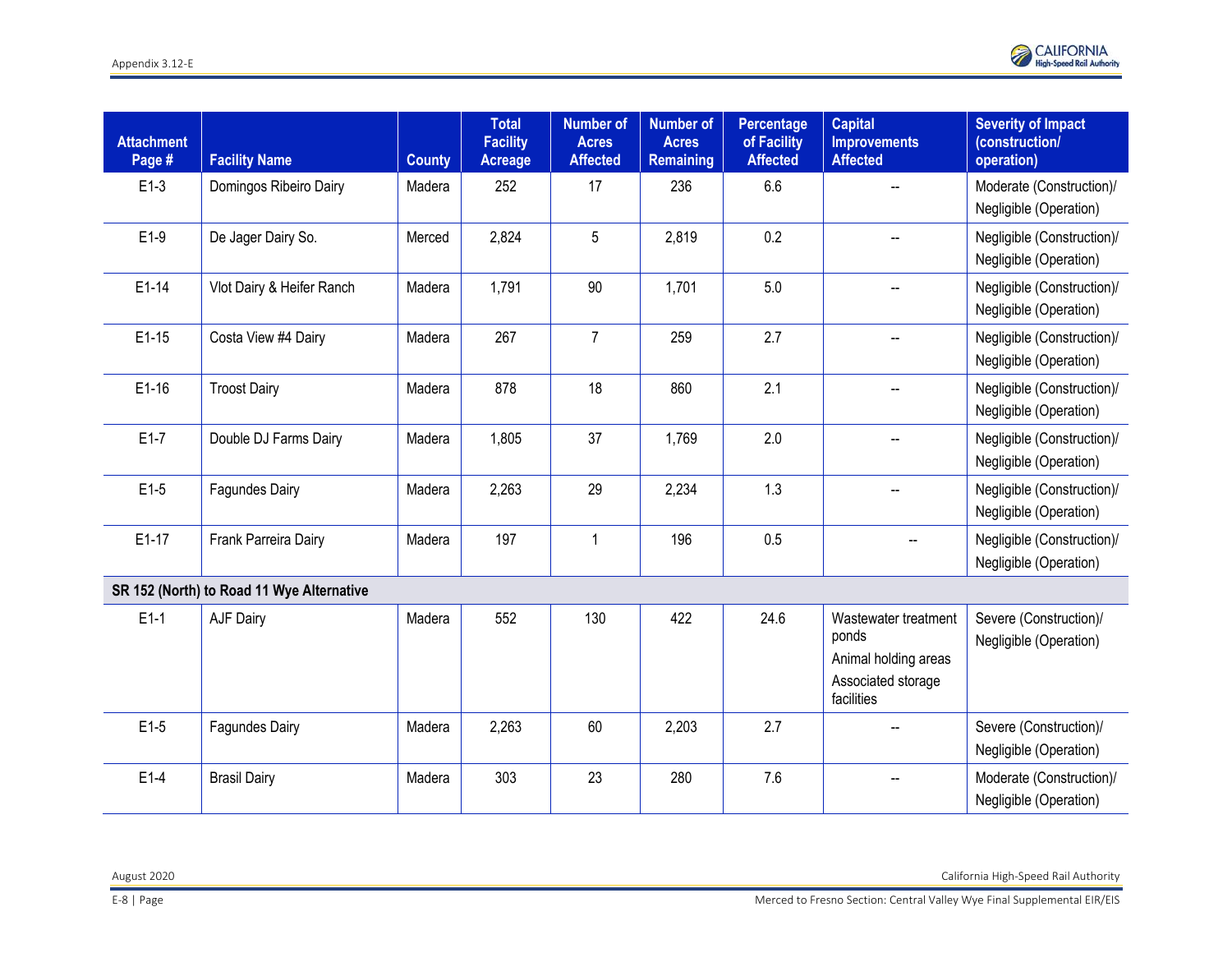| Attachment Page # | Facility Name | County | Total Facility Acreage | Number of Acres Affected | Number of Acres Remaining | Percentage of Facility Affected | Capital Improvements Affected | Severity of Impact (construction/ operation) |
|---|---|---|---|---|---|---|---|---|
| E1-3 | Domingos Ribeiro Dairy | Madera | 252 | 17 | 236 | 6.6 | -- | Moderate (Construction)/ Negligible (Operation) |
| E1-9 | De Jager Dairy So. | Merced | 2,824 | 5 | 2,819 | 0.2 | -- | Negligible (Construction)/ Negligible (Operation) |
| E1-14 | Vlot Dairy & Heifer Ranch | Madera | 1,791 | 90 | 1,701 | 5.0 | -- | Negligible (Construction)/ Negligible (Operation) |
| E1-15 | Costa View #4 Dairy | Madera | 267 | 7 | 259 | 2.7 | -- | Negligible (Construction)/ Negligible (Operation) |
| E1-16 | Troost Dairy | Madera | 878 | 18 | 860 | 2.1 | -- | Negligible (Construction)/ Negligible (Operation) |
| E1-7 | Double DJ Farms Dairy | Madera | 1,805 | 37 | 1,769 | 2.0 | -- | Negligible (Construction)/ Negligible (Operation) |
| E1-5 | Fagundes Dairy | Madera | 2,263 | 29 | 2,234 | 1.3 | -- | Negligible (Construction)/ Negligible (Operation) |
| E1-17 | Frank Parreira Dairy | Madera | 197 | 1 | 196 | 0.5 | -- | Negligible (Construction)/ Negligible (Operation) |
| **SR 152 (North) to Road 11 Wye Alternative** | | | | | | | | |
| E1-1 | AJF Dairy | Madera | 552 | 130 | 422 | 24.6 | Wastewater treatment ponds<br>Animal holding areas<br>Associated storage facilities | Severe (Construction)/ Negligible (Operation) |
| E1-5 | Fagundes Dairy | Madera | 2,263 | 60 | 2,203 | 2.7 | -- | Severe (Construction)/ Negligible (Operation) |
| E1-4 | Brasil Dairy | Madera | 303 | 23 | 280 | 7.6 | -- | Moderate (Construction)/ Negligible (Operation) |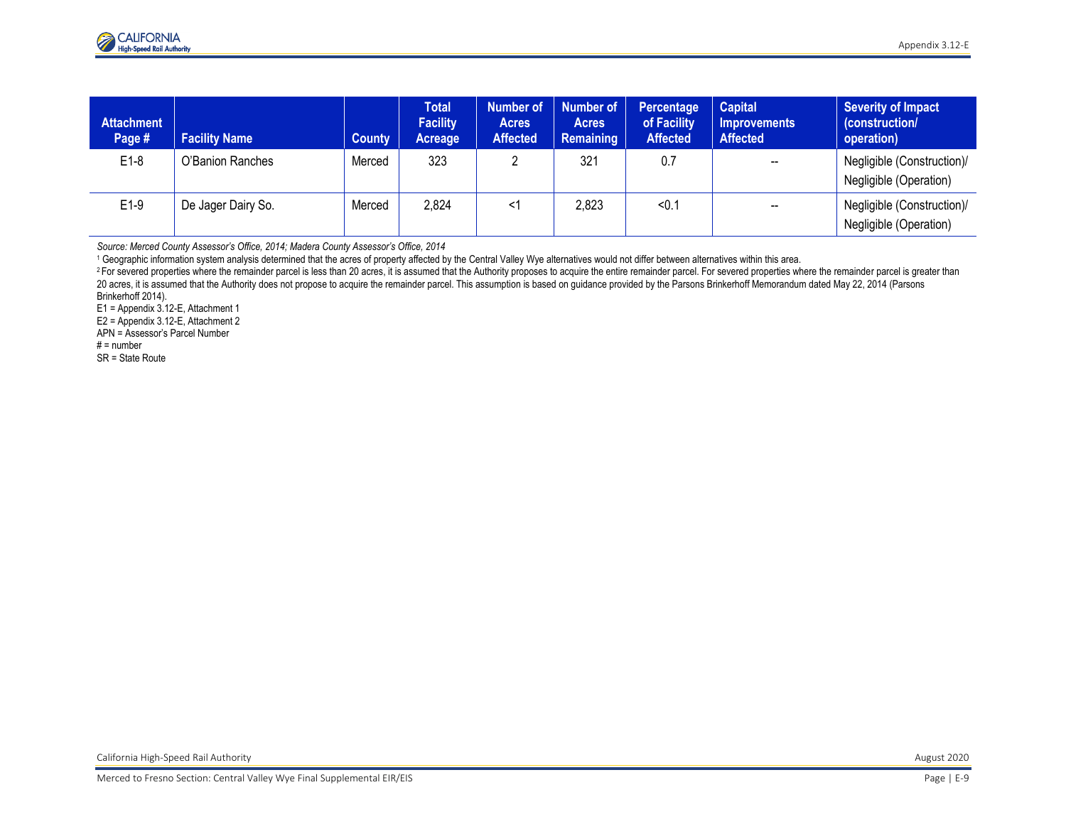| Attachment Page # | Facility Name | County | Total Facility Acreage | Number of Acres Affected | Number of Acres Remaining | Percentage of Facility Affected | Capital Improvements Affected | Severity of Impact (construction/ operation) |
|---|---|---|---|---|---|---|---|---|
| E1-8 | O'Banion Ranches | Merced | 323 | 2 | 321 | 0.7 | -- | Negligible (Construction)/ Negligible (Operation) |
| E1-9 | De Jager Dairy So. | Merced | 2,824 | <1 | 2,823 | <0.1 | -- | Negligible (Construction)/ Negligible (Operation) |

*Source: Merced County Assessor's Office, 2014; Madera County Assessor's Office, 2014*

[1] Geographic information system analysis determined that the acres of property affected by the Central Valley Wye alternatives would not differ between alternatives within this area.

[2] For severed properties where the remainder parcel is less than 20 acres, it is assumed that the Authority proposes to acquire the entire remainder parcel. For severed properties where the remainder parcel is greater than 20 acres, it is assumed that the Authority does not propose to acquire the remainder parcel. This assumption is based on guidance provided by the Parsons Brinkerhoff Memorandum dated May 22, 2014 (Parsons Brinkerhoff 2014).

E1 = Appendix 3.12-E, Attachment 1
E2 = Appendix 3.12-E, Attachment 2
APN = Assessor's Parcel Number
# = number
SR = State Route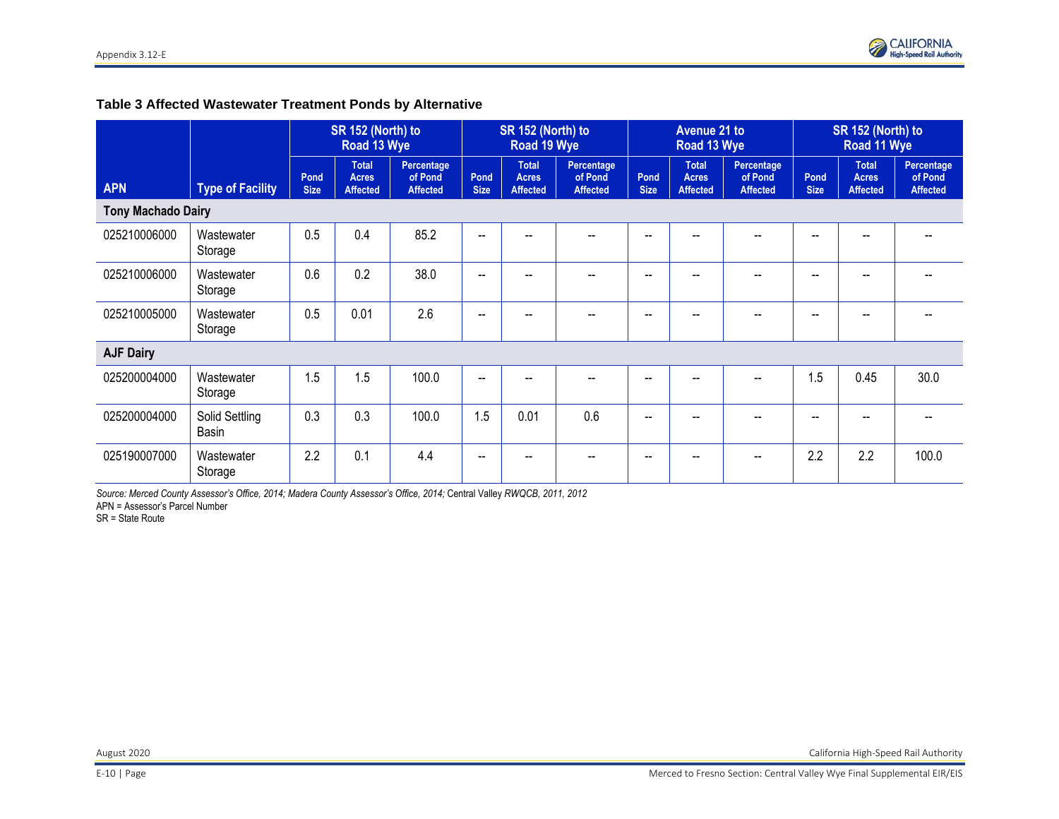**Table 3 Affected Wastewater Treatment Ponds by Alternative**

| APN | Type of Facility | SR 152 (North) to Road 13 Wye | | | SR 152 (North) to Road 19 Wye | | | Avenue 21 to Road 13 Wye | | | SR 152 (North) to Road 11 Wye | | |
|---|---|---|---|---|---|---|---|---|---|---|---|---|---|
| | | Pond Size | Total Acres Affected | Percentage of Pond Affected | Pond Size | Total Acres Affected | Percentage of Pond Affected | Pond Size | Total Acres Affected | Percentage of Pond Affected | Pond Size | Total Acres Affected | Percentage of Pond Affected |
| **Tony Machado Dairy** | | | | | | | | | | | | | |
| 025210006000 | Wastewater Storage | 0.5 | 0.4 | 85.2 | -- | -- | -- | -- | -- | -- | -- | -- | -- |
| 025210006000 | Wastewater Storage | 0.6 | 0.2 | 38.0 | -- | -- | -- | -- | -- | -- | -- | -- | -- |
| 025210005000 | Wastewater Storage | 0.5 | 0.01 | 2.6 | -- | -- | -- | -- | -- | -- | -- | -- | -- |
| **AJF Dairy** | | | | | | | | | | | | | |
| 025200004000 | Wastewater Storage | 1.5 | 1.5 | 100.0 | -- | -- | -- | -- | -- | -- | 1.5 | 0.45 | 30.0 |
| 025200004000 | Solid Settling Basin | 0.3 | 0.3 | 100.0 | 1.5 | 0.01 | 0.6 | -- | -- | -- | -- | -- | -- |
| 025190007000 | Wastewater Storage | 2.2 | 0.1 | 4.4 | -- | -- | -- | -- | -- | -- | 2.2 | 2.2 | 100.0 |

*Source: Merced County Assessor's Office, 2014; Madera County Assessor's Office, 2014;* Central Valley *RWQCB, 2011, 2012*
APN = Assessor's Parcel Number
SR = State Route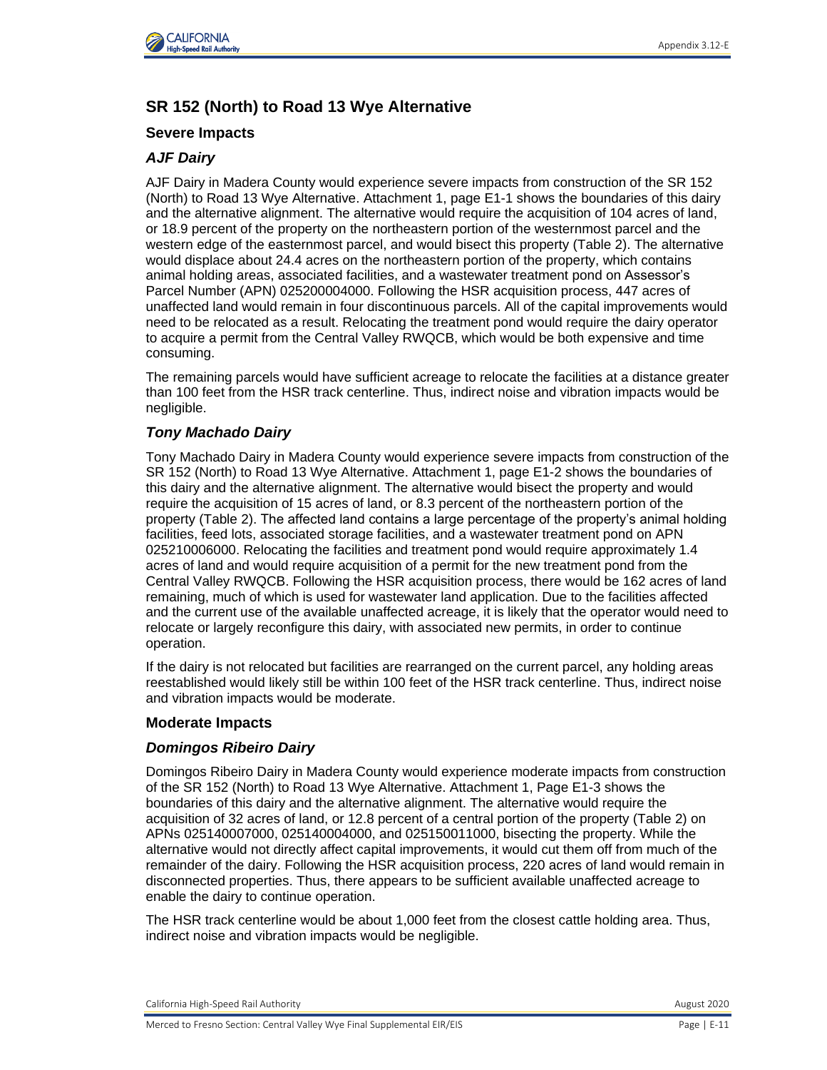## SR 152 (North) to Road 13 Wye Alternative

### Severe Impacts

#### *AJF Dairy*

AJF Dairy in Madera County would experience severe impacts from construction of the SR 152 (North) to Road 13 Wye Alternative. Attachment 1, page E1-1 shows the boundaries of this dairy and the alternative alignment. The alternative would require the acquisition of 104 acres of land, or 18.9 percent of the property on the northeastern portion of the westernmost parcel and the western edge of the easternmost parcel, and would bisect this property (Table 2). The alternative would displace about 24.4 acres on the northeastern portion of the property, which contains animal holding areas, associated facilities, and a wastewater treatment pond on Assessor's Parcel Number (APN) 025200004000. Following the HSR acquisition process, 447 acres of unaffected land would remain in four discontinuous parcels. All of the capital improvements would need to be relocated as a result. Relocating the treatment pond would require the dairy operator to acquire a permit from the Central Valley RWQCB, which would be both expensive and time consuming.

The remaining parcels would have sufficient acreage to relocate the facilities at a distance greater than 100 feet from the HSR track centerline. Thus, indirect noise and vibration impacts would be negligible.

#### *Tony Machado Dairy*

Tony Machado Dairy in Madera County would experience severe impacts from construction of the SR 152 (North) to Road 13 Wye Alternative. Attachment 1, page E1-2 shows the boundaries of this dairy and the alternative alignment. The alternative would bisect the property and would require the acquisition of 15 acres of land, or 8.3 percent of the northeastern portion of the property (Table 2). The affected land contains a large percentage of the property's animal holding facilities, feed lots, associated storage facilities, and a wastewater treatment pond on APN 025210006000. Relocating the facilities and treatment pond would require approximately 1.4 acres of land and would require acquisition of a permit for the new treatment pond from the Central Valley RWQCB. Following the HSR acquisition process, there would be 162 acres of land remaining, much of which is used for wastewater land application. Due to the facilities affected and the current use of the available unaffected acreage, it is likely that the operator would need to relocate or largely reconfigure this dairy, with associated new permits, in order to continue operation.

If the dairy is not relocated but facilities are rearranged on the current parcel, any holding areas reestablished would likely still be within 100 feet of the HSR track centerline. Thus, indirect noise and vibration impacts would be moderate.

### Moderate Impacts

#### *Domingos Ribeiro Dairy*

Domingos Ribeiro Dairy in Madera County would experience moderate impacts from construction of the SR 152 (North) to Road 13 Wye Alternative. Attachment 1, Page E1-3 shows the boundaries of this dairy and the alternative alignment. The alternative would require the acquisition of 32 acres of land, or 12.8 percent of a central portion of the property (Table 2) on APNs 025140007000, 025140004000, and 025150011000, bisecting the property. While the alternative would not directly affect capital improvements, it would cut them off from much of the remainder of the dairy. Following the HSR acquisition process, 220 acres of land would remain in disconnected properties. Thus, there appears to be sufficient available unaffected acreage to enable the dairy to continue operation.

The HSR track centerline would be about 1,000 feet from the closest cattle holding area. Thus, indirect noise and vibration impacts would be negligible.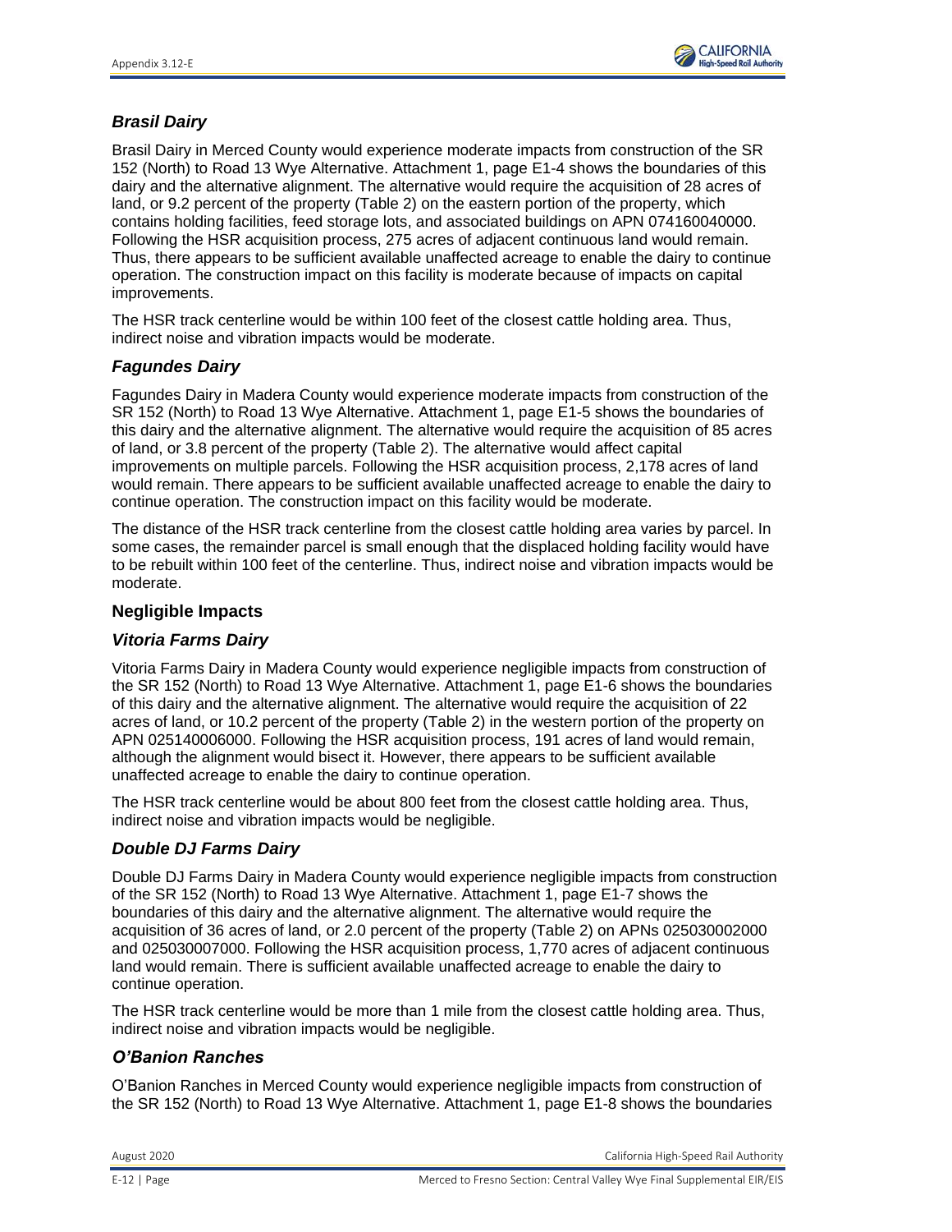### *Brasil Dairy*

Brasil Dairy in Merced County would experience moderate impacts from construction of the SR 152 (North) to Road 13 Wye Alternative. Attachment 1, page E1-4 shows the boundaries of this dairy and the alternative alignment. The alternative would require the acquisition of 28 acres of land, or 9.2 percent of the property (Table 2) on the eastern portion of the property, which contains holding facilities, feed storage lots, and associated buildings on APN 074160040000. Following the HSR acquisition process, 275 acres of adjacent continuous land would remain. Thus, there appears to be sufficient available unaffected acreage to enable the dairy to continue operation. The construction impact on this facility is moderate because of impacts on capital improvements.

The HSR track centerline would be within 100 feet of the closest cattle holding area. Thus, indirect noise and vibration impacts would be moderate.

### *Fagundes Dairy*

Fagundes Dairy in Madera County would experience moderate impacts from construction of the SR 152 (North) to Road 13 Wye Alternative. Attachment 1, page E1-5 shows the boundaries of this dairy and the alternative alignment. The alternative would require the acquisition of 85 acres of land, or 3.8 percent of the property (Table 2). The alternative would affect capital improvements on multiple parcels. Following the HSR acquisition process, 2,178 acres of land would remain. There appears to be sufficient available unaffected acreage to enable the dairy to continue operation. The construction impact on this facility would be moderate.

The distance of the HSR track centerline from the closest cattle holding area varies by parcel. In some cases, the remainder parcel is small enough that the displaced holding facility would have to be rebuilt within 100 feet of the centerline. Thus, indirect noise and vibration impacts would be moderate.

## Negligible Impacts

### *Vitoria Farms Dairy*

Vitoria Farms Dairy in Madera County would experience negligible impacts from construction of the SR 152 (North) to Road 13 Wye Alternative. Attachment 1, page E1-6 shows the boundaries of this dairy and the alternative alignment. The alternative would require the acquisition of 22 acres of land, or 10.2 percent of the property (Table 2) in the western portion of the property on APN 025140006000. Following the HSR acquisition process, 191 acres of land would remain, although the alignment would bisect it. However, there appears to be sufficient available unaffected acreage to enable the dairy to continue operation.

The HSR track centerline would be about 800 feet from the closest cattle holding area. Thus, indirect noise and vibration impacts would be negligible.

### *Double DJ Farms Dairy*

Double DJ Farms Dairy in Madera County would experience negligible impacts from construction of the SR 152 (North) to Road 13 Wye Alternative. Attachment 1, page E1-7 shows the boundaries of this dairy and the alternative alignment. The alternative would require the acquisition of 36 acres of land, or 2.0 percent of the property (Table 2) on APNs 025030002000 and 025030007000. Following the HSR acquisition process, 1,770 acres of adjacent continuous land would remain. There is sufficient available unaffected acreage to enable the dairy to continue operation.

The HSR track centerline would be more than 1 mile from the closest cattle holding area. Thus, indirect noise and vibration impacts would be negligible.

### *O'Banion Ranches*

O'Banion Ranches in Merced County would experience negligible impacts from construction of the SR 152 (North) to Road 13 Wye Alternative. Attachment 1, page E1-8 shows the boundaries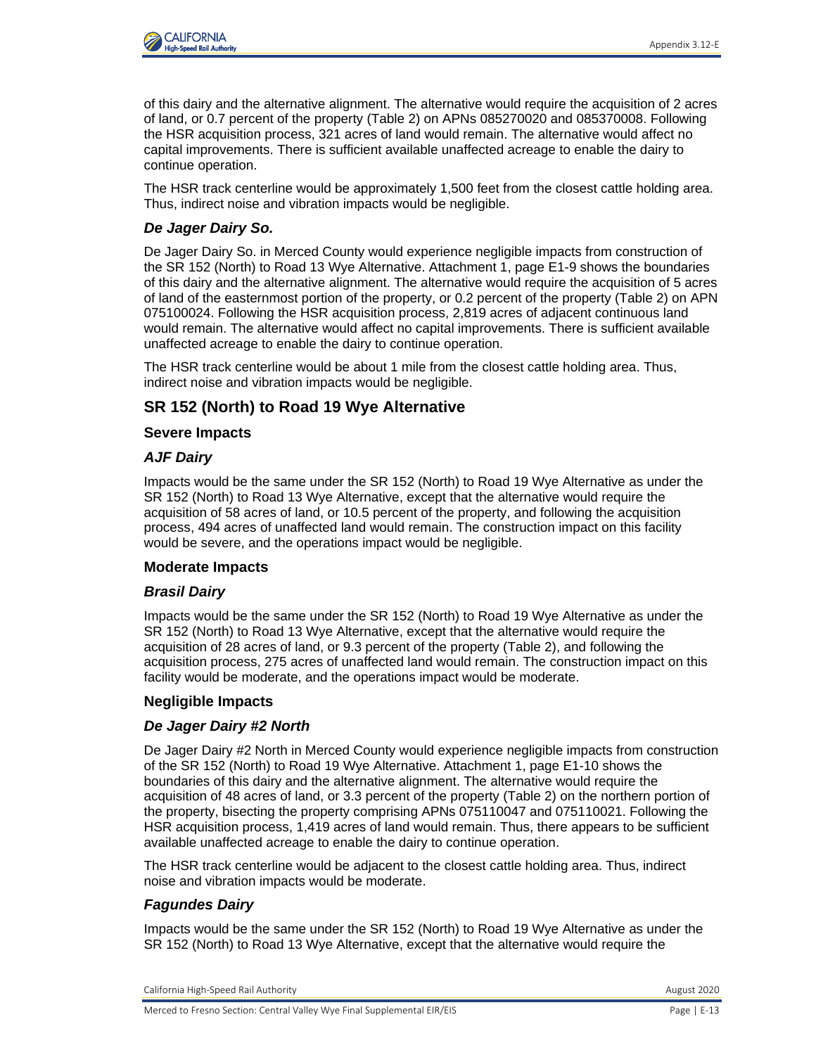of this dairy and the alternative alignment. The alternative would require the acquisition of 2 acres of land, or 0.7 percent of the property (Table 2) on APNs 085270020 and 085370008. Following the HSR acquisition process, 321 acres of land would remain. The alternative would affect no capital improvements. There is sufficient available unaffected acreage to enable the dairy to continue operation.

The HSR track centerline would be approximately 1,500 feet from the closest cattle holding area. Thus, indirect noise and vibration impacts would be negligible.

### *De Jager Dairy So.*

De Jager Dairy So. in Merced County would experience negligible impacts from construction of the SR 152 (North) to Road 13 Wye Alternative. Attachment 1, page E1-9 shows the boundaries of this dairy and the alternative alignment. The alternative would require the acquisition of 5 acres of land of the easternmost portion of the property, or 0.2 percent of the property (Table 2) on APN 075100024. Following the HSR acquisition process, 2,819 acres of adjacent continuous land would remain. The alternative would affect no capital improvements. There is sufficient available unaffected acreage to enable the dairy to continue operation.

The HSR track centerline would be about 1 mile from the closest cattle holding area. Thus, indirect noise and vibration impacts would be negligible.

## SR 152 (North) to Road 19 Wye Alternative

### Severe Impacts

### *AJF Dairy*

Impacts would be the same under the SR 152 (North) to Road 19 Wye Alternative as under the SR 152 (North) to Road 13 Wye Alternative, except that the alternative would require the acquisition of 58 acres of land, or 10.5 percent of the property, and following the acquisition process, 494 acres of unaffected land would remain. The construction impact on this facility would be severe, and the operations impact would be negligible.

### Moderate Impacts

### *Brasil Dairy*

Impacts would be the same under the SR 152 (North) to Road 19 Wye Alternative as under the SR 152 (North) to Road 13 Wye Alternative, except that the alternative would require the acquisition of 28 acres of land, or 9.3 percent of the property (Table 2), and following the acquisition process, 275 acres of unaffected land would remain. The construction impact on this facility would be moderate, and the operations impact would be moderate.

### Negligible Impacts

### *De Jager Dairy #2 North*

De Jager Dairy #2 North in Merced County would experience negligible impacts from construction of the SR 152 (North) to Road 19 Wye Alternative. Attachment 1, page E1-10 shows the boundaries of this dairy and the alternative alignment. The alternative would require the acquisition of 48 acres of land, or 3.3 percent of the property (Table 2) on the northern portion of the property, bisecting the property comprising APNs 075110047 and 075110021. Following the HSR acquisition process, 1,419 acres of land would remain. Thus, there appears to be sufficient available unaffected acreage to enable the dairy to continue operation.

The HSR track centerline would be adjacent to the closest cattle holding area. Thus, indirect noise and vibration impacts would be moderate.

### *Fagundes Dairy*

Impacts would be the same under the SR 152 (North) to Road 19 Wye Alternative as under the SR 152 (North) to Road 13 Wye Alternative, except that the alternative would require the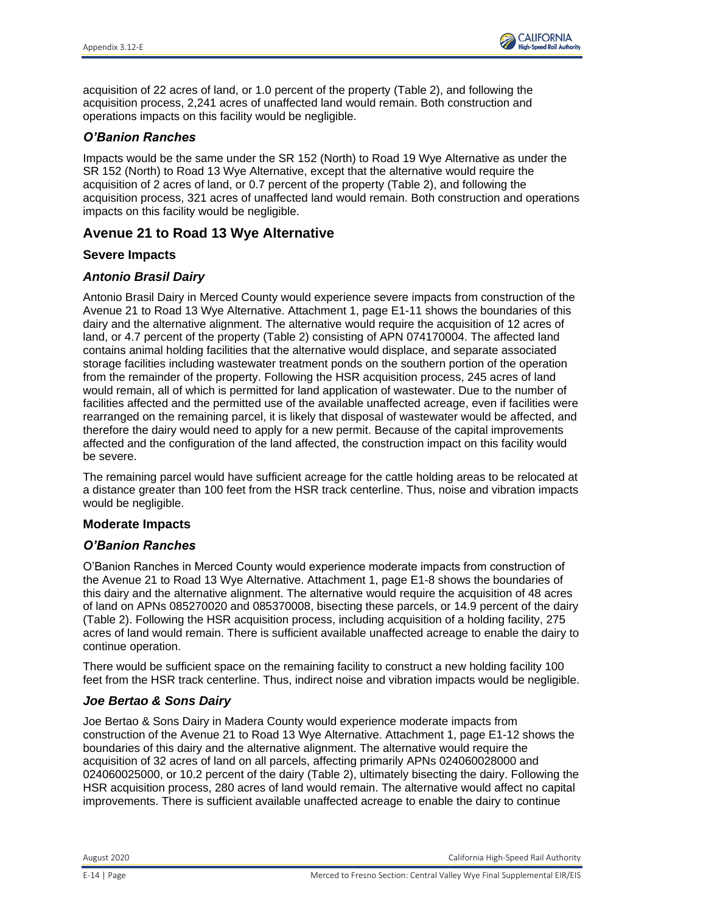acquisition of 22 acres of land, or 1.0 percent of the property (Table 2), and following the acquisition process, 2,241 acres of unaffected land would remain. Both construction and operations impacts on this facility would be negligible.

### *O'Banion Ranches*

Impacts would be the same under the SR 152 (North) to Road 19 Wye Alternative as under the SR 152 (North) to Road 13 Wye Alternative, except that the alternative would require the acquisition of 2 acres of land, or 0.7 percent of the property (Table 2), and following the acquisition process, 321 acres of unaffected land would remain. Both construction and operations impacts on this facility would be negligible.

## Avenue 21 to Road 13 Wye Alternative

### Severe Impacts

### *Antonio Brasil Dairy*

Antonio Brasil Dairy in Merced County would experience severe impacts from construction of the Avenue 21 to Road 13 Wye Alternative. Attachment 1, page E1-11 shows the boundaries of this dairy and the alternative alignment. The alternative would require the acquisition of 12 acres of land, or 4.7 percent of the property (Table 2) consisting of APN 074170004. The affected land contains animal holding facilities that the alternative would displace, and separate associated storage facilities including wastewater treatment ponds on the southern portion of the operation from the remainder of the property. Following the HSR acquisition process, 245 acres of land would remain, all of which is permitted for land application of wastewater. Due to the number of facilities affected and the permitted use of the available unaffected acreage, even if facilities were rearranged on the remaining parcel, it is likely that disposal of wastewater would be affected, and therefore the dairy would need to apply for a new permit. Because of the capital improvements affected and the configuration of the land affected, the construction impact on this facility would be severe.

The remaining parcel would have sufficient acreage for the cattle holding areas to be relocated at a distance greater than 100 feet from the HSR track centerline. Thus, noise and vibration impacts would be negligible.

### Moderate Impacts

### *O'Banion Ranches*

O'Banion Ranches in Merced County would experience moderate impacts from construction of the Avenue 21 to Road 13 Wye Alternative. Attachment 1, page E1-8 shows the boundaries of this dairy and the alternative alignment. The alternative would require the acquisition of 48 acres of land on APNs 085270020 and 085370008, bisecting these parcels, or 14.9 percent of the dairy (Table 2). Following the HSR acquisition process, including acquisition of a holding facility, 275 acres of land would remain. There is sufficient available unaffected acreage to enable the dairy to continue operation.

There would be sufficient space on the remaining facility to construct a new holding facility 100 feet from the HSR track centerline. Thus, indirect noise and vibration impacts would be negligible.

### *Joe Bertao & Sons Dairy*

Joe Bertao & Sons Dairy in Madera County would experience moderate impacts from construction of the Avenue 21 to Road 13 Wye Alternative. Attachment 1, page E1-12 shows the boundaries of this dairy and the alternative alignment. The alternative would require the acquisition of 32 acres of land on all parcels, affecting primarily APNs 024060028000 and 024060025000, or 10.2 percent of the dairy (Table 2), ultimately bisecting the dairy. Following the HSR acquisition process, 280 acres of land would remain. The alternative would affect no capital improvements. There is sufficient available unaffected acreage to enable the dairy to continue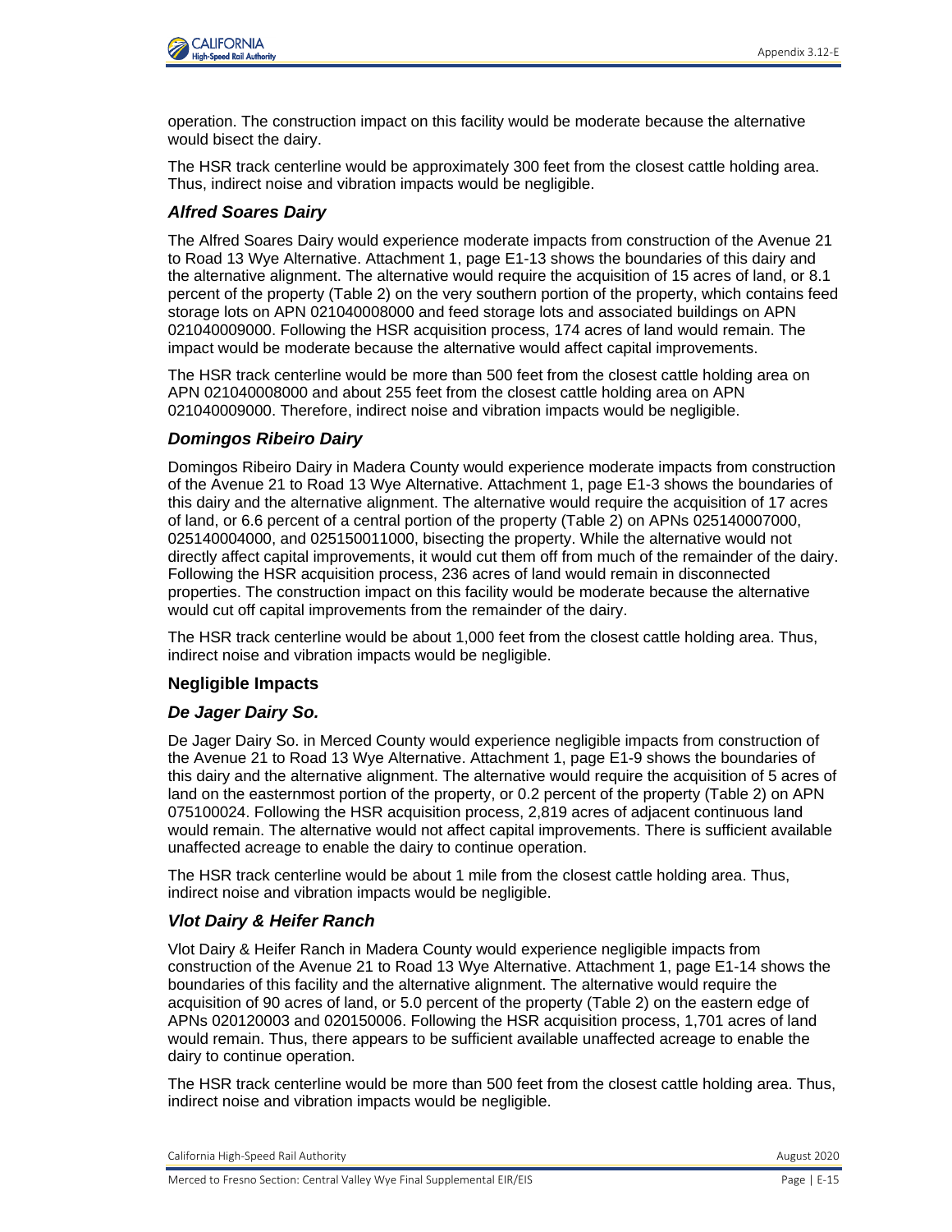operation. The construction impact on this facility would be moderate because the alternative would bisect the dairy.

The HSR track centerline would be approximately 300 feet from the closest cattle holding area. Thus, indirect noise and vibration impacts would be negligible.

### *Alfred Soares Dairy*

The Alfred Soares Dairy would experience moderate impacts from construction of the Avenue 21 to Road 13 Wye Alternative. Attachment 1, page E1-13 shows the boundaries of this dairy and the alternative alignment. The alternative would require the acquisition of 15 acres of land, or 8.1 percent of the property (Table 2) on the very southern portion of the property, which contains feed storage lots on APN 021040008000 and feed storage lots and associated buildings on APN 021040009000. Following the HSR acquisition process, 174 acres of land would remain. The impact would be moderate because the alternative would affect capital improvements.

The HSR track centerline would be more than 500 feet from the closest cattle holding area on APN 021040008000 and about 255 feet from the closest cattle holding area on APN 021040009000. Therefore, indirect noise and vibration impacts would be negligible.

### *Domingos Ribeiro Dairy*

Domingos Ribeiro Dairy in Madera County would experience moderate impacts from construction of the Avenue 21 to Road 13 Wye Alternative. Attachment 1, page E1-3 shows the boundaries of this dairy and the alternative alignment. The alternative would require the acquisition of 17 acres of land, or 6.6 percent of a central portion of the property (Table 2) on APNs 025140007000, 025140004000, and 025150011000, bisecting the property. While the alternative would not directly affect capital improvements, it would cut them off from much of the remainder of the dairy. Following the HSR acquisition process, 236 acres of land would remain in disconnected properties. The construction impact on this facility would be moderate because the alternative would cut off capital improvements from the remainder of the dairy.

The HSR track centerline would be about 1,000 feet from the closest cattle holding area. Thus, indirect noise and vibration impacts would be negligible.

## Negligible Impacts

### *De Jager Dairy So.*

De Jager Dairy So. in Merced County would experience negligible impacts from construction of the Avenue 21 to Road 13 Wye Alternative. Attachment 1, page E1-9 shows the boundaries of this dairy and the alternative alignment. The alternative would require the acquisition of 5 acres of land on the easternmost portion of the property, or 0.2 percent of the property (Table 2) on APN 075100024. Following the HSR acquisition process, 2,819 acres of adjacent continuous land would remain. The alternative would not affect capital improvements. There is sufficient available unaffected acreage to enable the dairy to continue operation.

The HSR track centerline would be about 1 mile from the closest cattle holding area. Thus, indirect noise and vibration impacts would be negligible.

### *Vlot Dairy & Heifer Ranch*

Vlot Dairy & Heifer Ranch in Madera County would experience negligible impacts from construction of the Avenue 21 to Road 13 Wye Alternative. Attachment 1, page E1-14 shows the boundaries of this facility and the alternative alignment. The alternative would require the acquisition of 90 acres of land, or 5.0 percent of the property (Table 2) on the eastern edge of APNs 020120003 and 020150006. Following the HSR acquisition process, 1,701 acres of land would remain. Thus, there appears to be sufficient available unaffected acreage to enable the dairy to continue operation.

The HSR track centerline would be more than 500 feet from the closest cattle holding area. Thus, indirect noise and vibration impacts would be negligible.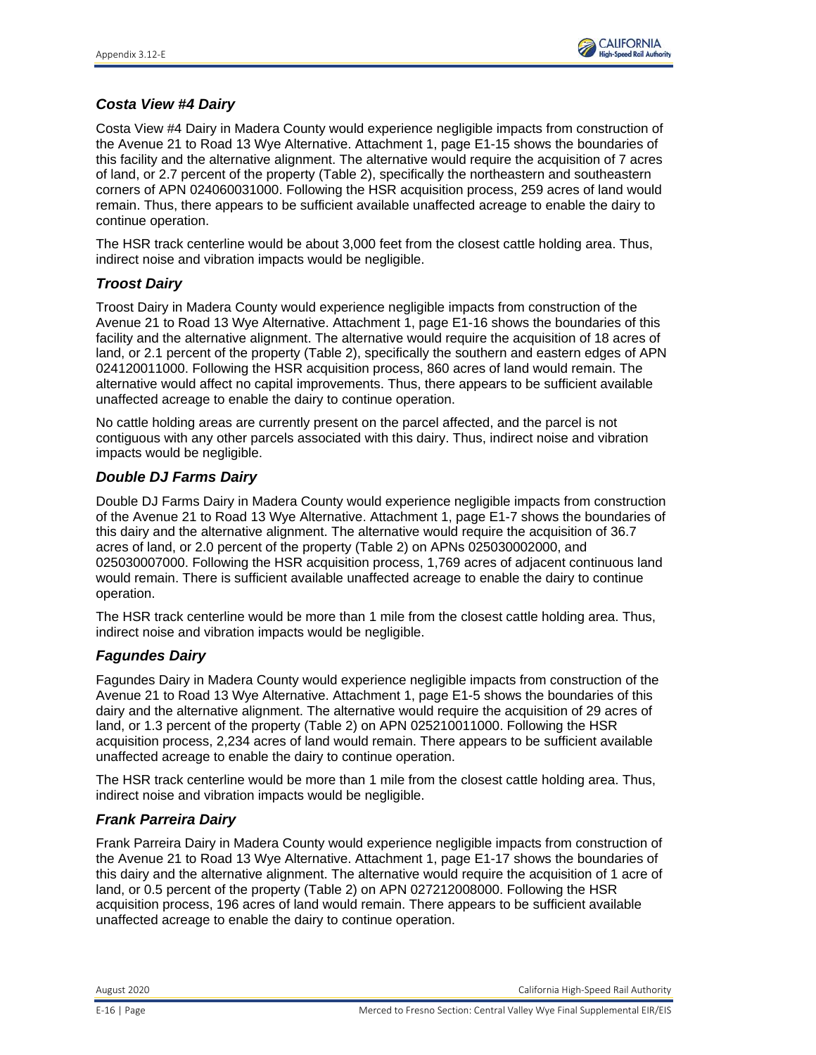### *Costa View #4 Dairy*

Costa View #4 Dairy in Madera County would experience negligible impacts from construction of the Avenue 21 to Road 13 Wye Alternative. Attachment 1, page E1-15 shows the boundaries of this facility and the alternative alignment. The alternative would require the acquisition of 7 acres of land, or 2.7 percent of the property (Table 2), specifically the northeastern and southeastern corners of APN 024060031000. Following the HSR acquisition process, 259 acres of land would remain. Thus, there appears to be sufficient available unaffected acreage to enable the dairy to continue operation.

The HSR track centerline would be about 3,000 feet from the closest cattle holding area. Thus, indirect noise and vibration impacts would be negligible.

### *Troost Dairy*

Troost Dairy in Madera County would experience negligible impacts from construction of the Avenue 21 to Road 13 Wye Alternative. Attachment 1, page E1-16 shows the boundaries of this facility and the alternative alignment. The alternative would require the acquisition of 18 acres of land, or 2.1 percent of the property (Table 2), specifically the southern and eastern edges of APN 024120011000. Following the HSR acquisition process, 860 acres of land would remain. The alternative would affect no capital improvements. Thus, there appears to be sufficient available unaffected acreage to enable the dairy to continue operation.

No cattle holding areas are currently present on the parcel affected, and the parcel is not contiguous with any other parcels associated with this dairy. Thus, indirect noise and vibration impacts would be negligible.

### *Double DJ Farms Dairy*

Double DJ Farms Dairy in Madera County would experience negligible impacts from construction of the Avenue 21 to Road 13 Wye Alternative. Attachment 1, page E1-7 shows the boundaries of this dairy and the alternative alignment. The alternative would require the acquisition of 36.7 acres of land, or 2.0 percent of the property (Table 2) on APNs 025030002000, and 025030007000. Following the HSR acquisition process, 1,769 acres of adjacent continuous land would remain. There is sufficient available unaffected acreage to enable the dairy to continue operation.

The HSR track centerline would be more than 1 mile from the closest cattle holding area. Thus, indirect noise and vibration impacts would be negligible.

### *Fagundes Dairy*

Fagundes Dairy in Madera County would experience negligible impacts from construction of the Avenue 21 to Road 13 Wye Alternative. Attachment 1, page E1-5 shows the boundaries of this dairy and the alternative alignment. The alternative would require the acquisition of 29 acres of land, or 1.3 percent of the property (Table 2) on APN 025210011000. Following the HSR acquisition process, 2,234 acres of land would remain. There appears to be sufficient available unaffected acreage to enable the dairy to continue operation.

The HSR track centerline would be more than 1 mile from the closest cattle holding area. Thus, indirect noise and vibration impacts would be negligible.

### *Frank Parreira Dairy*

Frank Parreira Dairy in Madera County would experience negligible impacts from construction of the Avenue 21 to Road 13 Wye Alternative. Attachment 1, page E1-17 shows the boundaries of this dairy and the alternative alignment. The alternative would require the acquisition of 1 acre of land, or 0.5 percent of the property (Table 2) on APN 027212008000. Following the HSR acquisition process, 196 acres of land would remain. There appears to be sufficient available unaffected acreage to enable the dairy to continue operation.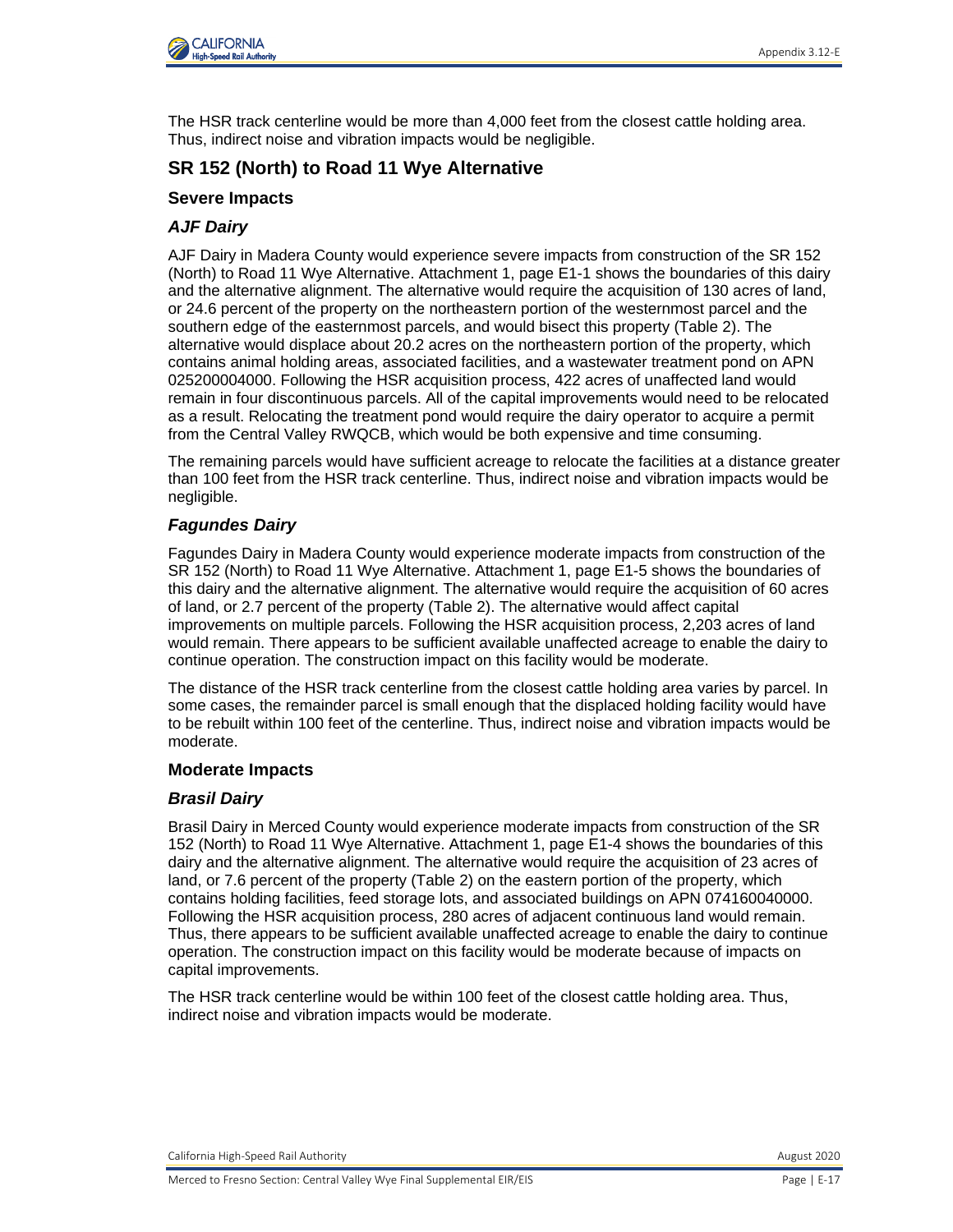The HSR track centerline would be more than 4,000 feet from the closest cattle holding area. Thus, indirect noise and vibration impacts would be negligible.

## SR 152 (North) to Road 11 Wye Alternative

### Severe Impacts

#### *AJF Dairy*

AJF Dairy in Madera County would experience severe impacts from construction of the SR 152 (North) to Road 11 Wye Alternative. Attachment 1, page E1-1 shows the boundaries of this dairy and the alternative alignment. The alternative would require the acquisition of 130 acres of land, or 24.6 percent of the property on the northeastern portion of the westernmost parcel and the southern edge of the easternmost parcels, and would bisect this property (Table 2). The alternative would displace about 20.2 acres on the northeastern portion of the property, which contains animal holding areas, associated facilities, and a wastewater treatment pond on APN 025200004000. Following the HSR acquisition process, 422 acres of unaffected land would remain in four discontinuous parcels. All of the capital improvements would need to be relocated as a result. Relocating the treatment pond would require the dairy operator to acquire a permit from the Central Valley RWQCB, which would be both expensive and time consuming.

The remaining parcels would have sufficient acreage to relocate the facilities at a distance greater than 100 feet from the HSR track centerline. Thus, indirect noise and vibration impacts would be negligible.

#### *Fagundes Dairy*

Fagundes Dairy in Madera County would experience moderate impacts from construction of the SR 152 (North) to Road 11 Wye Alternative. Attachment 1, page E1-5 shows the boundaries of this dairy and the alternative alignment. The alternative would require the acquisition of 60 acres of land, or 2.7 percent of the property (Table 2). The alternative would affect capital improvements on multiple parcels. Following the HSR acquisition process, 2,203 acres of land would remain. There appears to be sufficient available unaffected acreage to enable the dairy to continue operation. The construction impact on this facility would be moderate.

The distance of the HSR track centerline from the closest cattle holding area varies by parcel. In some cases, the remainder parcel is small enough that the displaced holding facility would have to be rebuilt within 100 feet of the centerline. Thus, indirect noise and vibration impacts would be moderate.

### Moderate Impacts

#### *Brasil Dairy*

Brasil Dairy in Merced County would experience moderate impacts from construction of the SR 152 (North) to Road 11 Wye Alternative. Attachment 1, page E1-4 shows the boundaries of this dairy and the alternative alignment. The alternative would require the acquisition of 23 acres of land, or 7.6 percent of the property (Table 2) on the eastern portion of the property, which contains holding facilities, feed storage lots, and associated buildings on APN 074160040000. Following the HSR acquisition process, 280 acres of adjacent continuous land would remain. Thus, there appears to be sufficient available unaffected acreage to enable the dairy to continue operation. The construction impact on this facility would be moderate because of impacts on capital improvements.

The HSR track centerline would be within 100 feet of the closest cattle holding area. Thus, indirect noise and vibration impacts would be moderate.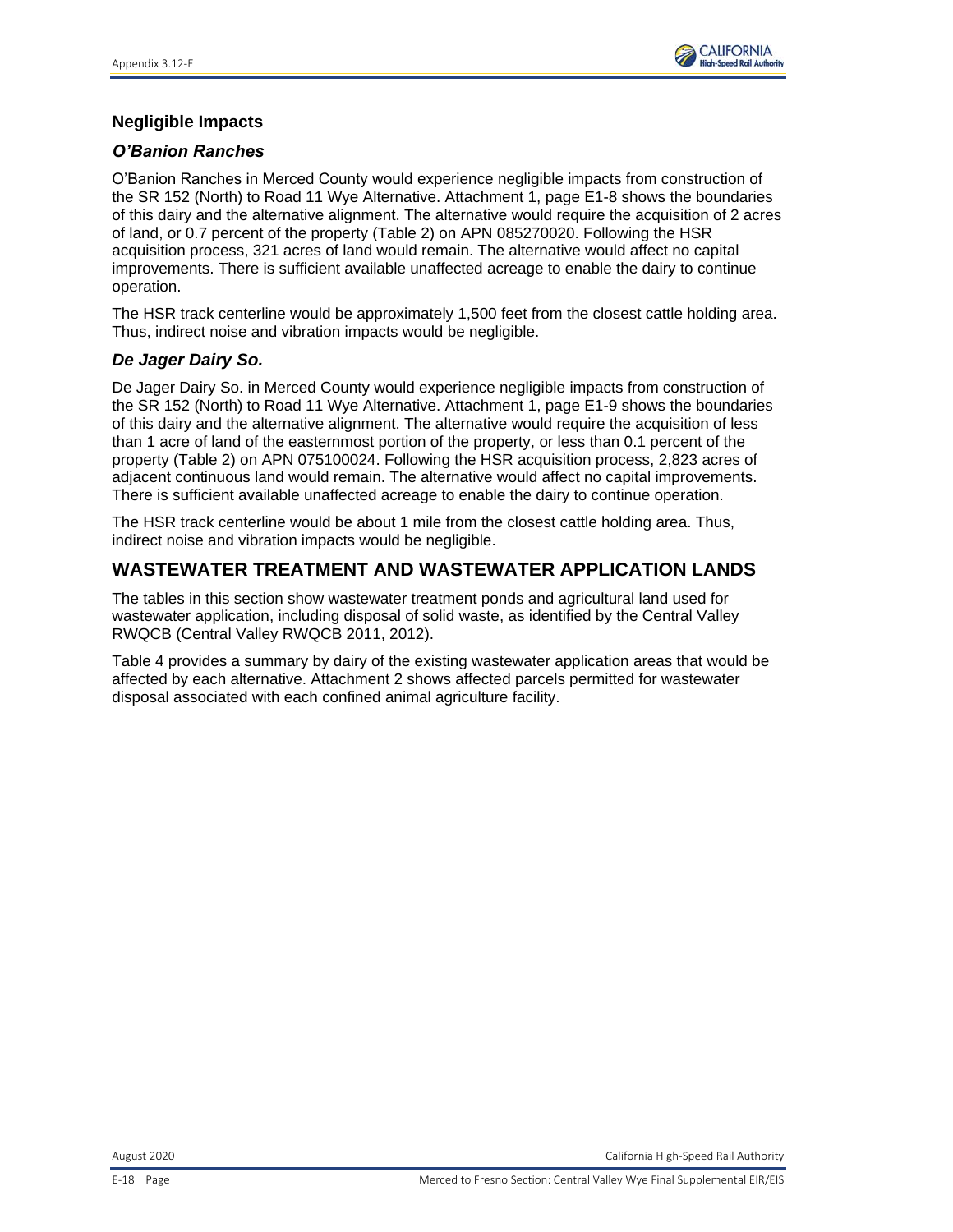### Negligible Impacts

#### *O'Banion Ranches*

O'Banion Ranches in Merced County would experience negligible impacts from construction of the SR 152 (North) to Road 11 Wye Alternative. Attachment 1, page E1-8 shows the boundaries of this dairy and the alternative alignment. The alternative would require the acquisition of 2 acres of land, or 0.7 percent of the property (Table 2) on APN 085270020. Following the HSR acquisition process, 321 acres of land would remain. The alternative would affect no capital improvements. There is sufficient available unaffected acreage to enable the dairy to continue operation.

The HSR track centerline would be approximately 1,500 feet from the closest cattle holding area. Thus, indirect noise and vibration impacts would be negligible.

#### *De Jager Dairy So.*

De Jager Dairy So. in Merced County would experience negligible impacts from construction of the SR 152 (North) to Road 11 Wye Alternative. Attachment 1, page E1-9 shows the boundaries of this dairy and the alternative alignment. The alternative would require the acquisition of less than 1 acre of land of the easternmost portion of the property, or less than 0.1 percent of the property (Table 2) on APN 075100024. Following the HSR acquisition process, 2,823 acres of adjacent continuous land would remain. The alternative would affect no capital improvements. There is sufficient available unaffected acreage to enable the dairy to continue operation.

The HSR track centerline would be about 1 mile from the closest cattle holding area. Thus, indirect noise and vibration impacts would be negligible.

## WASTEWATER TREATMENT AND WASTEWATER APPLICATION LANDS

The tables in this section show wastewater treatment ponds and agricultural land used for wastewater application, including disposal of solid waste, as identified by the Central Valley RWQCB (Central Valley RWQCB 2011, 2012).

Table 4 provides a summary by dairy of the existing wastewater application areas that would be affected by each alternative. Attachment 2 shows affected parcels permitted for wastewater disposal associated with each confined animal agriculture facility.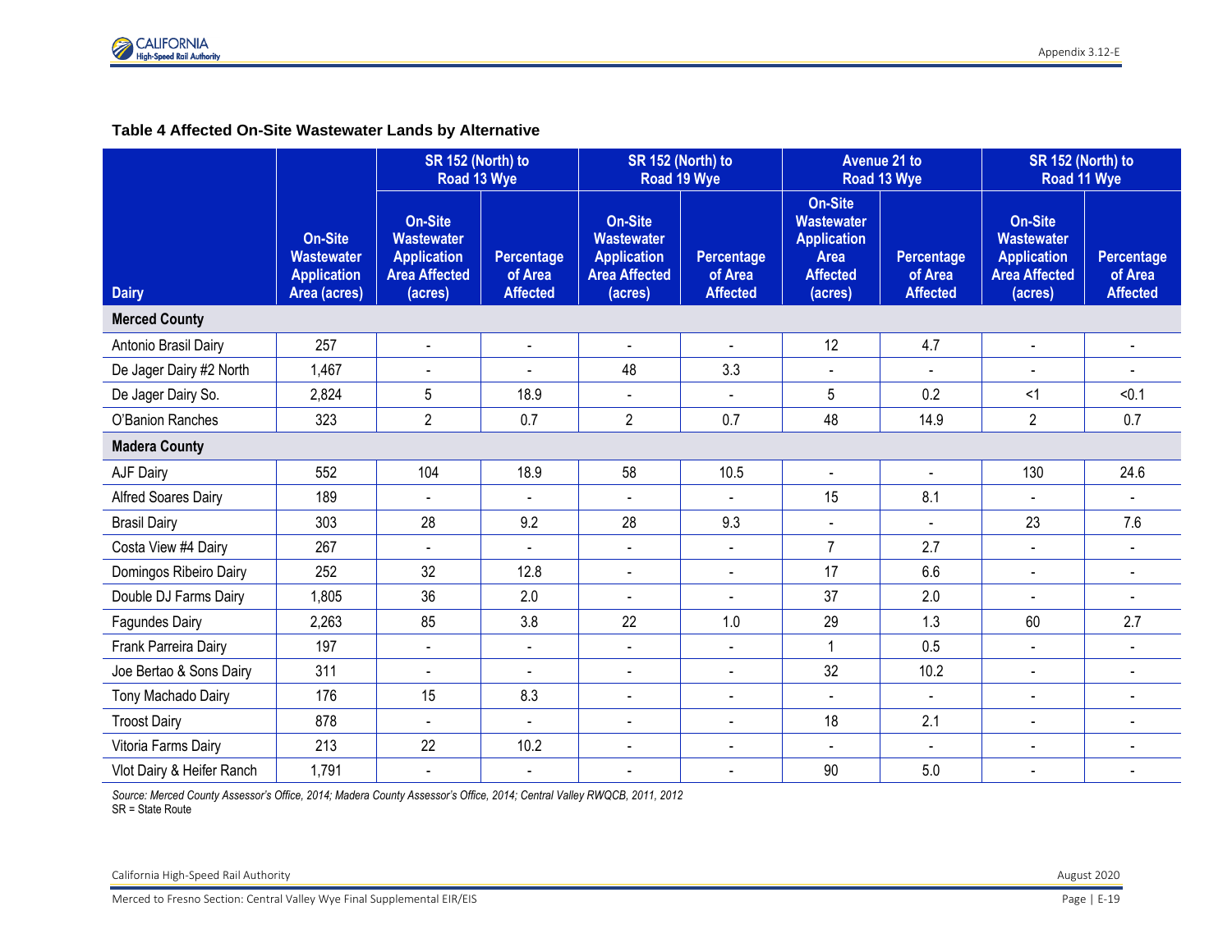**Table 4 Affected On-Site Wastewater Lands by Alternative**

| Dairy | On-Site Wastewater Application Area (acres) | SR 152 (North) to Road 13 Wye | | SR 152 (North) to Road 19 Wye | | Avenue 21 to Road 13 Wye | | SR 152 (North) to Road 11 Wye | |
|---|---|---|---|---|---|---|---|---|---|
| | | On-Site Wastewater Application Area Affected (acres) | Percentage of Area Affected | On-Site Wastewater Application Area Affected (acres) | Percentage of Area Affected | On-Site Wastewater Application Area Affected (acres) | Percentage of Area Affected | On-Site Wastewater Application Area Affected (acres) | Percentage of Area Affected |
| **Merced County** | | | | | | | | | |
| Antonio Brasil Dairy | 257 | - | - | - | - | 12 | 4.7 | - | - |
| De Jager Dairy #2 North | 1,467 | - | - | 48 | 3.3 | - | - | - | - |
| De Jager Dairy So. | 2,824 | 5 | 18.9 | - | - | 5 | 0.2 | <1 | <0.1 |
| O'Banion Ranches | 323 | 2 | 0.7 | 2 | 0.7 | 48 | 14.9 | 2 | 0.7 |
| **Madera County** | | | | | | | | | |
| AJF Dairy | 552 | 104 | 18.9 | 58 | 10.5 | - | - | 130 | 24.6 |
| Alfred Soares Dairy | 189 | - | - | - | - | 15 | 8.1 | - | - |
| Brasil Dairy | 303 | 28 | 9.2 | 28 | 9.3 | - | - | 23 | 7.6 |
| Costa View #4 Dairy | 267 | - | - | - | - | 7 | 2.7 | - | - |
| Domingos Ribeiro Dairy | 252 | 32 | 12.8 | - | - | 17 | 6.6 | - | - |
| Double DJ Farms Dairy | 1,805 | 36 | 2.0 | - | - | 37 | 2.0 | - | - |
| Fagundes Dairy | 2,263 | 85 | 3.8 | 22 | 1.0 | 29 | 1.3 | 60 | 2.7 |
| Frank Parreira Dairy | 197 | - | - | - | - | 1 | 0.5 | - | - |
| Joe Bertao & Sons Dairy | 311 | - | - | - | - | 32 | 10.2 | - | - |
| Tony Machado Dairy | 176 | 15 | 8.3 | - | - | - | - | - | - |
| Troost Dairy | 878 | - | - | - | - | 18 | 2.1 | - | - |
| Vitoria Farms Dairy | 213 | 22 | 10.2 | - | - | - | - | - | - |
| Vlot Dairy & Heifer Ranch | 1,791 | - | - | - | - | 90 | 5.0 | - | - |

*Source: Merced County Assessor's Office, 2014; Madera County Assessor's Office, 2014; Central Valley RWQCB, 2011, 2012*
SR = State Route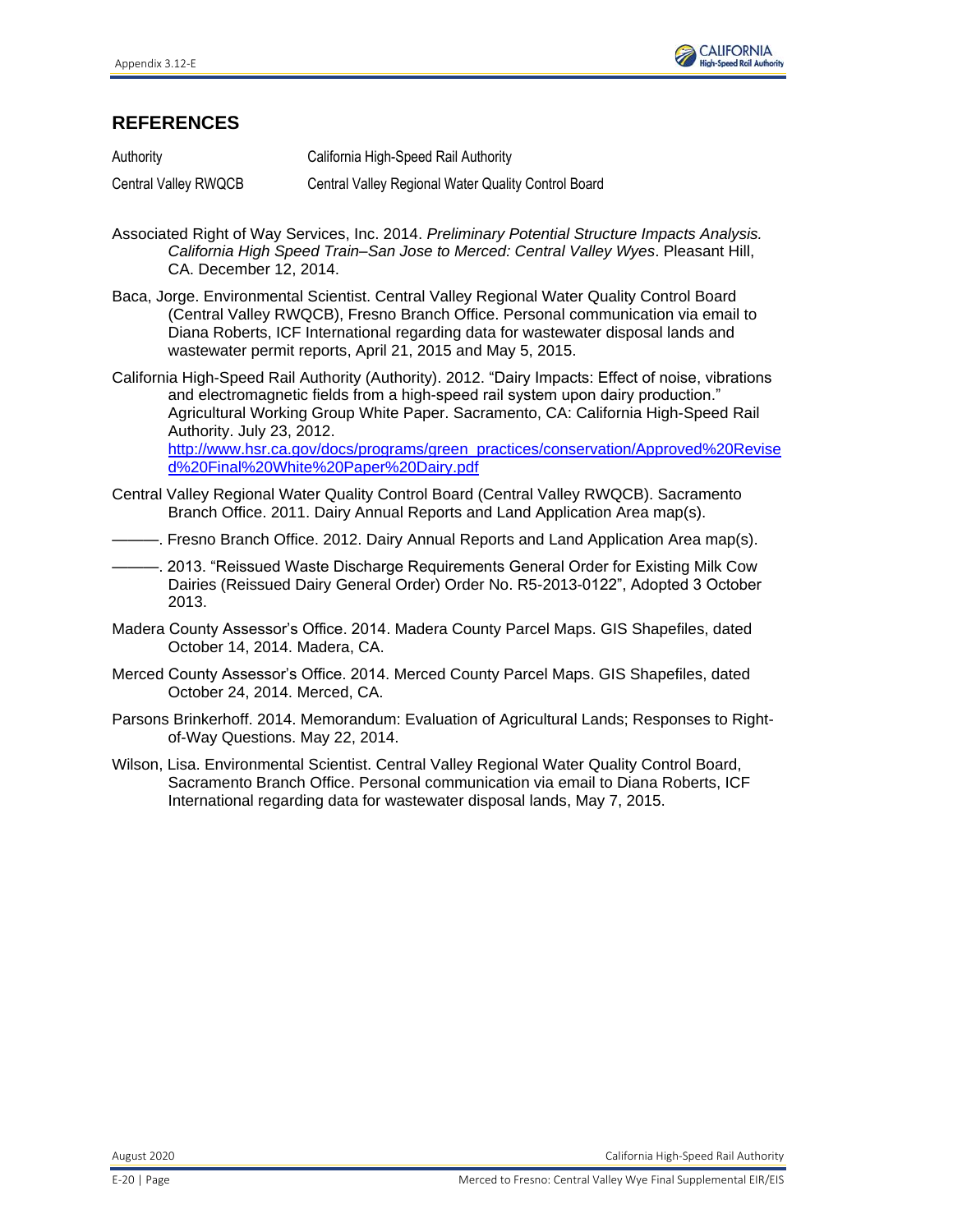## REFERENCES

| | |
|---|---|
| Authority | California High-Speed Rail Authority |
| Central Valley RWQCB | Central Valley Regional Water Quality Control Board |

Associated Right of Way Services, Inc. 2014. *Preliminary Potential Structure Impacts Analysis. California High Speed Train–San Jose to Merced: Central Valley Wyes*. Pleasant Hill, CA. December 12, 2014.

Baca, Jorge. Environmental Scientist. Central Valley Regional Water Quality Control Board (Central Valley RWQCB), Fresno Branch Office. Personal communication via email to Diana Roberts, ICF International regarding data for wastewater disposal lands and wastewater permit reports, April 21, 2015 and May 5, 2015.

California High-Speed Rail Authority (Authority). 2012. "Dairy Impacts: Effect of noise, vibrations and electromagnetic fields from a high-speed rail system upon dairy production." Agricultural Working Group White Paper. Sacramento, CA: California High-Speed Rail Authority. July 23, 2012. http://www.hsr.ca.gov/docs/programs/green_practices/conservation/Approved%20Revised%20Final%20White%20Paper%20Dairy.pdf

Central Valley Regional Water Quality Control Board (Central Valley RWQCB). Sacramento Branch Office. 2011. Dairy Annual Reports and Land Application Area map(s).

———. Fresno Branch Office. 2012. Dairy Annual Reports and Land Application Area map(s).

———. 2013. "Reissued Waste Discharge Requirements General Order for Existing Milk Cow Dairies (Reissued Dairy General Order) Order No. R5-2013-0122", Adopted 3 October 2013.

Madera County Assessor's Office. 2014. Madera County Parcel Maps. GIS Shapefiles, dated October 14, 2014. Madera, CA.

Merced County Assessor's Office. 2014. Merced County Parcel Maps. GIS Shapefiles, dated October 24, 2014. Merced, CA.

Parsons Brinkerhoff. 2014. Memorandum: Evaluation of Agricultural Lands; Responses to Right-of-Way Questions. May 22, 2014.

Wilson, Lisa. Environmental Scientist. Central Valley Regional Water Quality Control Board, Sacramento Branch Office. Personal communication via email to Diana Roberts, ICF International regarding data for wastewater disposal lands, May 7, 2015.